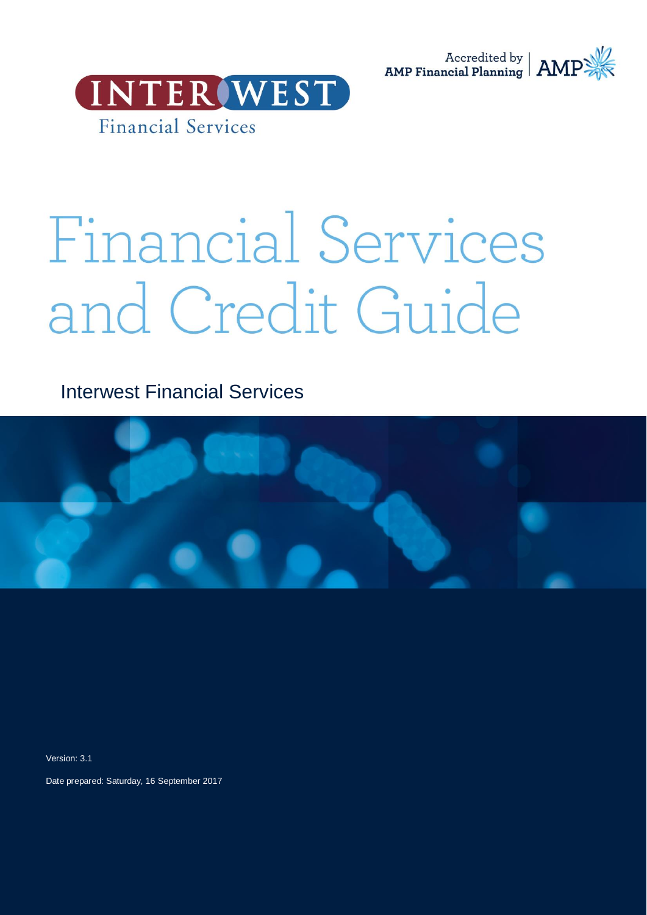Accredited by AMP Financial Planning

INTERWEST Financial Services

# Financial Services and Credit Guide

Interwest Financial Services

Version: 3.1

Date prepared: Saturday, 16 September 2017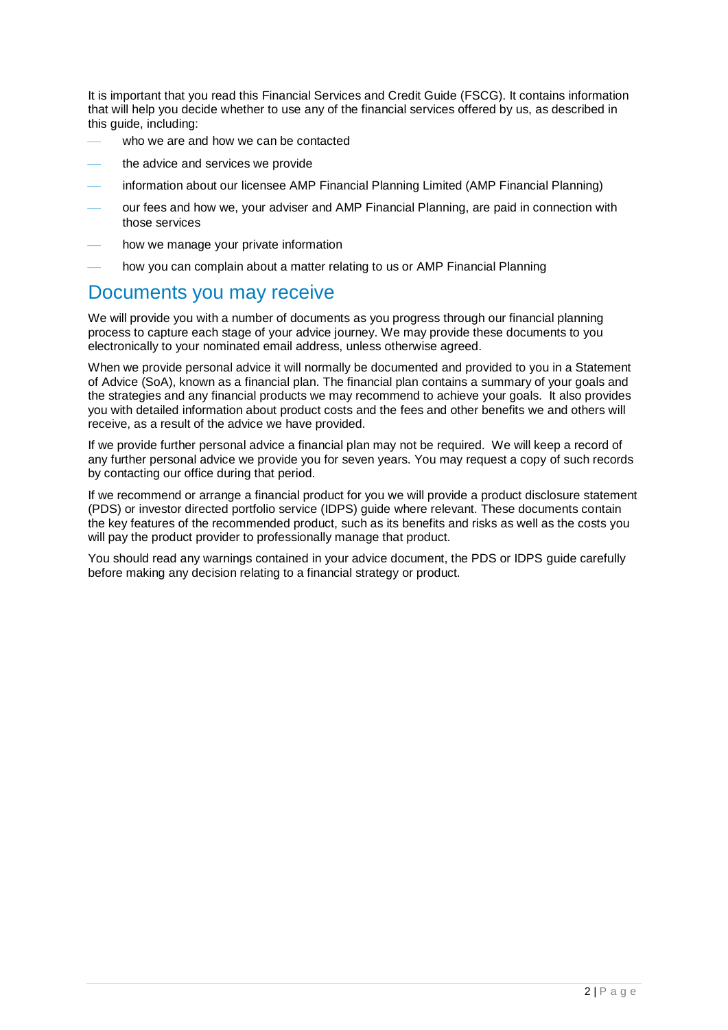It is important that you read this Financial Services and Credit Guide (FSCG). It contains information that will help you decide whether to use any of the financial services offered by us, as described in this guide, including:

- who we are and how we can be contacted
- the advice and services we provide
- information about our licensee AMP Financial Planning Limited (AMP Financial Planning)
- our fees and how we, your adviser and AMP Financial Planning, are paid in connection with those services
- how we manage your private information
- how you can complain about a matter relating to us or AMP Financial Planning

## Documents you may receive

We will provide you with a number of documents as you progress through our financial planning process to capture each stage of your advice journey. We may provide these documents to you electronically to your nominated email address, unless otherwise agreed.

When we provide personal advice it will normally be documented and provided to you in a Statement of Advice (SoA), known as a financial plan. The financial plan contains a summary of your goals and the strategies and any financial products we may recommend to achieve your goals. It also provides you with detailed information about product costs and the fees and other benefits we and others will receive, as a result of the advice we have provided.

If we provide further personal advice a financial plan may not be required. We will keep a record of any further personal advice we provide you for seven years. You may request a copy of such records by contacting our office during that period.

If we recommend or arrange a financial product for you we will provide a product disclosure statement (PDS) or investor directed portfolio service (IDPS) guide where relevant. These documents contain the key features of the recommended product, such as its benefits and risks as well as the costs you will pay the product provider to professionally manage that product.

You should read any warnings contained in your advice document, the PDS or IDPS guide carefully before making any decision relating to a financial strategy or product.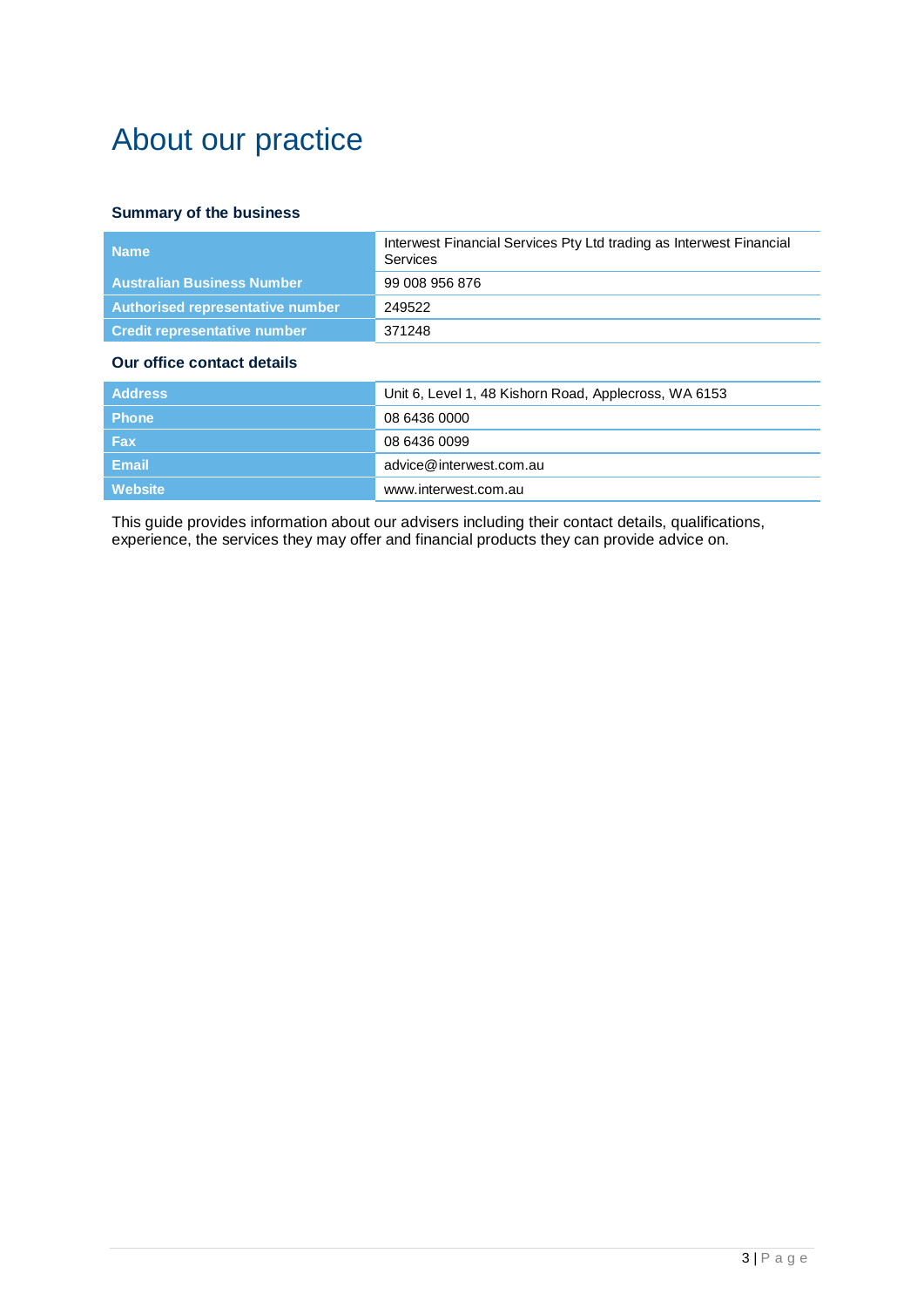# About our practice

### Summary of the business

| | |
|---|---|
| **Name** | Interwest Financial Services Pty Ltd trading as Interwest Financial Services |
| **Australian Business Number** | 99 008 956 876 |
| **Authorised representative number** | 249522 |
| **Credit representative number** | 371248 |

### Our office contact details

| | |
|---|---|
| **Address** | Unit 6, Level 1, 48 Kishorn Road, Applecross, WA 6153 |
| **Phone** | 08 6436 0000 |
| **Fax** | 08 6436 0099 |
| **Email** | advice@interwest.com.au |
| **Website** | www.interwest.com.au |

This guide provides information about our advisers including their contact details, qualifications, experience, the services they may offer and financial products they can provide advice on.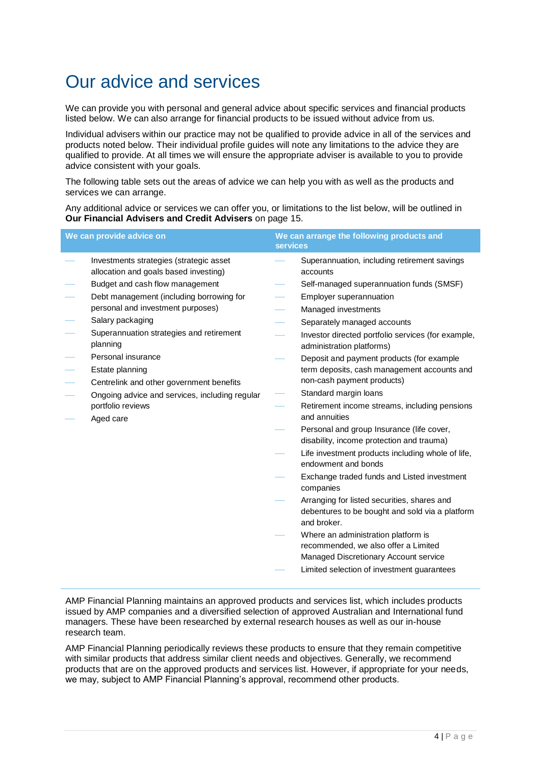# Our advice and services

We can provide you with personal and general advice about specific services and financial products listed below. We can also arrange for financial products to be issued without advice from us.

Individual advisers within our practice may not be qualified to provide advice in all of the services and products noted below. Their individual profile guides will note any limitations to the advice they are qualified to provide. At all times we will ensure the appropriate adviser is available to you to provide advice consistent with your goals.

The following table sets out the areas of advice we can help you with as well as the products and services we can arrange.

Any additional advice or services we can offer you, or limitations to the list below, will be outlined in **Our Financial Advisers and Credit Advisers** on page 15.

| We can provide advice on | We can arrange the following products and services |
|---|---|
| — Investments strategies (strategic asset allocation and goals based investing)<br>— Budget and cash flow management<br>— Debt management (including borrowing for personal and investment purposes)<br>— Salary packaging<br>— Superannuation strategies and retirement planning<br>— Personal insurance<br>— Estate planning<br>— Centrelink and other government benefits<br>— Ongoing advice and services, including regular portfolio reviews<br>— Aged care | — Superannuation, including retirement savings accounts<br>— Self-managed superannuation funds (SMSF)<br>— Employer superannuation<br>— Managed investments<br>— Separately managed accounts<br>— Investor directed portfolio services (for example, administration platforms)<br>— Deposit and payment products (for example term deposits, cash management accounts and non-cash payment products)<br>— Standard margin loans<br>— Retirement income streams, including pensions and annuities<br>— Personal and group Insurance (life cover, disability, income protection and trauma)<br>— Life investment products including whole of life, endowment and bonds<br>— Exchange traded funds and Listed investment companies<br>— Arranging for listed securities, shares and debentures to be bought and sold via a platform and broker.<br>— Where an administration platform is recommended, we also offer a Limited Managed Discretionary Account service<br>— Limited selection of investment guarantees |

AMP Financial Planning maintains an approved products and services list, which includes products issued by AMP companies and a diversified selection of approved Australian and International fund managers. These have been researched by external research houses as well as our in-house research team.

AMP Financial Planning periodically reviews these products to ensure that they remain competitive with similar products that address similar client needs and objectives. Generally, we recommend products that are on the approved products and services list. However, if appropriate for your needs, we may, subject to AMP Financial Planning's approval, recommend other products.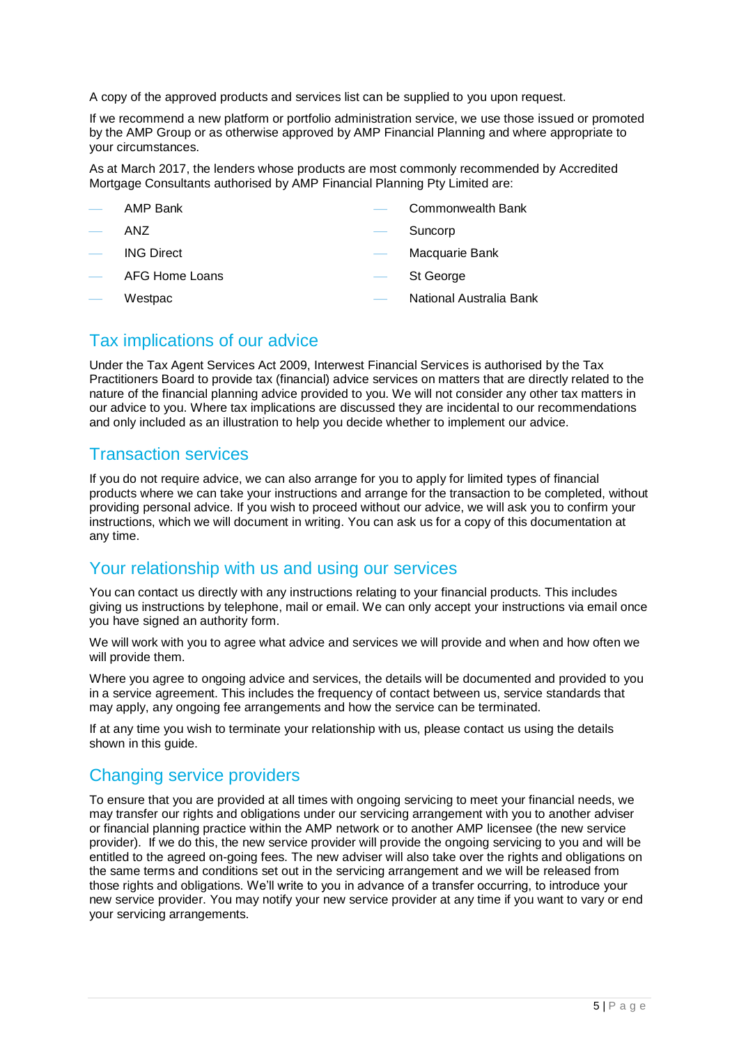A copy of the approved products and services list can be supplied to you upon request.

If we recommend a new platform or portfolio administration service, we use those issued or promoted by the AMP Group or as otherwise approved by AMP Financial Planning and where appropriate to your circumstances.

As at March 2017, the lenders whose products are most commonly recommended by Accredited Mortgage Consultants authorised by AMP Financial Planning Pty Limited are:

- AMP Bank
- ANZ
- ING Direct
- AFG Home Loans
- Westpac
- Commonwealth Bank
- Suncorp
- Macquarie Bank
- St George
- National Australia Bank

## Tax implications of our advice

Under the Tax Agent Services Act 2009, Interwest Financial Services is authorised by the Tax Practitioners Board to provide tax (financial) advice services on matters that are directly related to the nature of the financial planning advice provided to you. We will not consider any other tax matters in our advice to you. Where tax implications are discussed they are incidental to our recommendations and only included as an illustration to help you decide whether to implement our advice.

## Transaction services

If you do not require advice, we can also arrange for you to apply for limited types of financial products where we can take your instructions and arrange for the transaction to be completed, without providing personal advice. If you wish to proceed without our advice, we will ask you to confirm your instructions, which we will document in writing. You can ask us for a copy of this documentation at any time.

## Your relationship with us and using our services

You can contact us directly with any instructions relating to your financial products. This includes giving us instructions by telephone, mail or email. We can only accept your instructions via email once you have signed an authority form.

We will work with you to agree what advice and services we will provide and when and how often we will provide them.

Where you agree to ongoing advice and services, the details will be documented and provided to you in a service agreement. This includes the frequency of contact between us, service standards that may apply, any ongoing fee arrangements and how the service can be terminated.

If at any time you wish to terminate your relationship with us, please contact us using the details shown in this guide.

## Changing service providers

To ensure that you are provided at all times with ongoing servicing to meet your financial needs, we may transfer our rights and obligations under our servicing arrangement with you to another adviser or financial planning practice within the AMP network or to another AMP licensee (the new service provider). If we do this, the new service provider will provide the ongoing servicing to you and will be entitled to the agreed on-going fees. The new adviser will also take over the rights and obligations on the same terms and conditions set out in the servicing arrangement and we will be released from those rights and obligations. We'll write to you in advance of a transfer occurring, to introduce your new service provider. You may notify your new service provider at any time if you want to vary or end your servicing arrangements.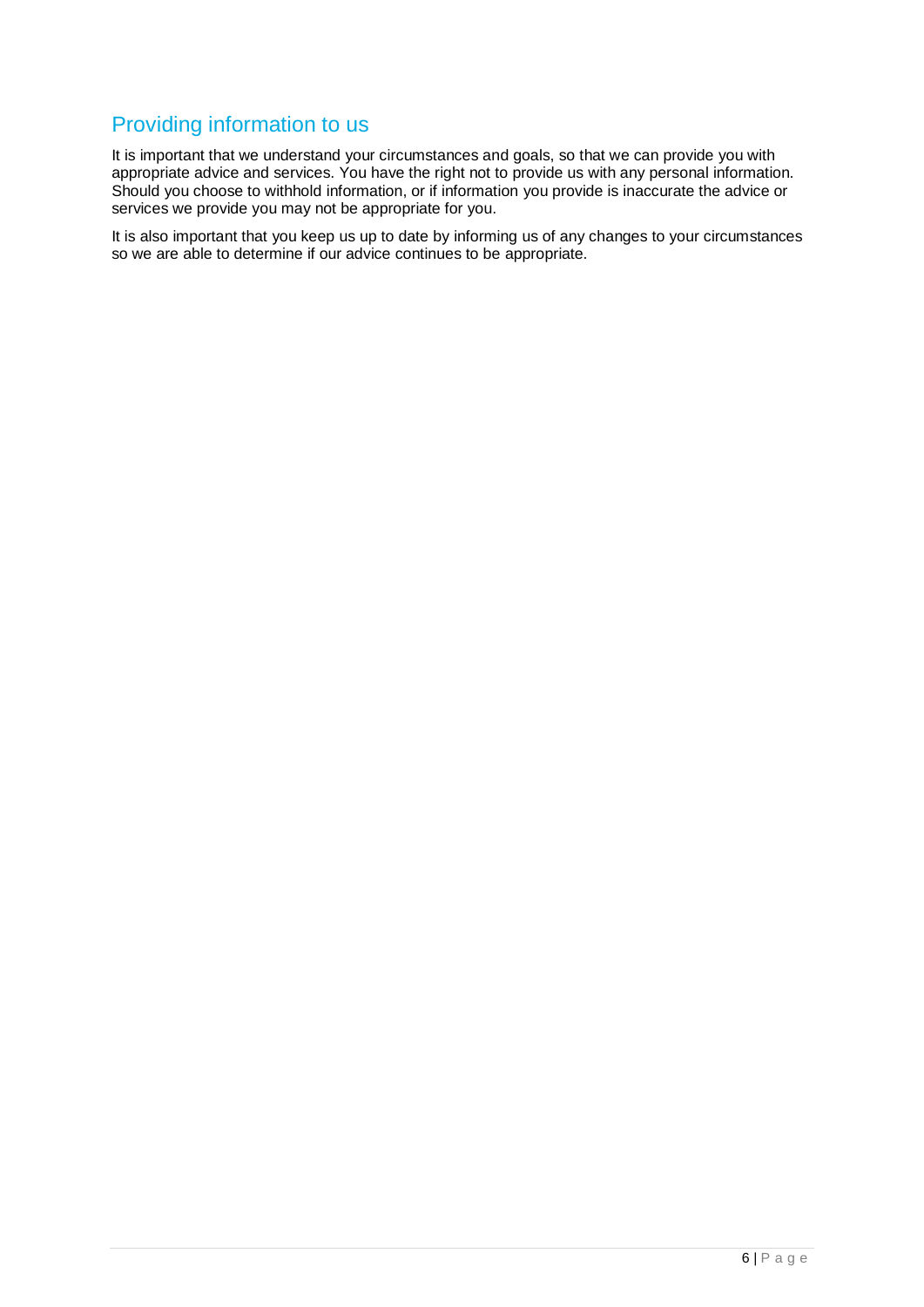## Providing information to us

It is important that we understand your circumstances and goals, so that we can provide you with appropriate advice and services. You have the right not to provide us with any personal information. Should you choose to withhold information, or if information you provide is inaccurate the advice or services we provide you may not be appropriate for you.

It is also important that you keep us up to date by informing us of any changes to your circumstances so we are able to determine if our advice continues to be appropriate.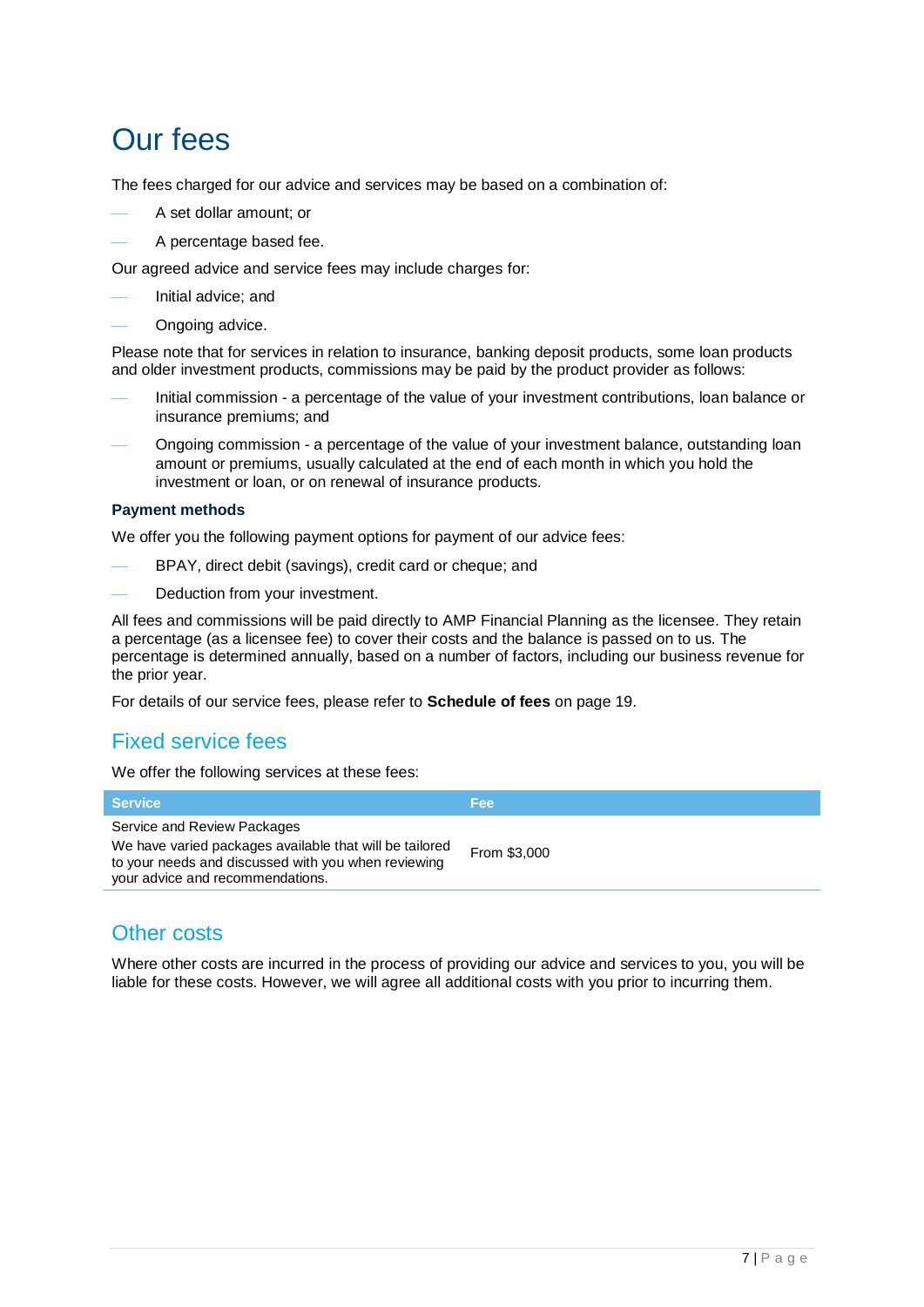# Our fees

The fees charged for our advice and services may be based on a combination of:

- A set dollar amount; or
- A percentage based fee.

Our agreed advice and service fees may include charges for:

- Initial advice; and
- Ongoing advice.

Please note that for services in relation to insurance, banking deposit products, some loan products and older investment products, commissions may be paid by the product provider as follows:

- Initial commission - a percentage of the value of your investment contributions, loan balance or insurance premiums; and
- Ongoing commission - a percentage of the value of your investment balance, outstanding loan amount or premiums, usually calculated at the end of each month in which you hold the investment or loan, or on renewal of insurance products.

### Payment methods

We offer you the following payment options for payment of our advice fees:

- BPAY, direct debit (savings), credit card or cheque; and
- Deduction from your investment.

All fees and commissions will be paid directly to AMP Financial Planning as the licensee. They retain a percentage (as a licensee fee) to cover their costs and the balance is passed on to us. The percentage is determined annually, based on a number of factors, including our business revenue for the prior year.

For details of our service fees, please refer to **Schedule of fees** on page 19.

## Fixed service fees

We offer the following services at these fees:

| Service | Fee |
|---|---|
| Service and Review Packages<br>We have varied packages available that will be tailored to your needs and discussed with you when reviewing your advice and recommendations. | From $3,000 |

## Other costs

Where other costs are incurred in the process of providing our advice and services to you, you will be liable for these costs. However, we will agree all additional costs with you prior to incurring them.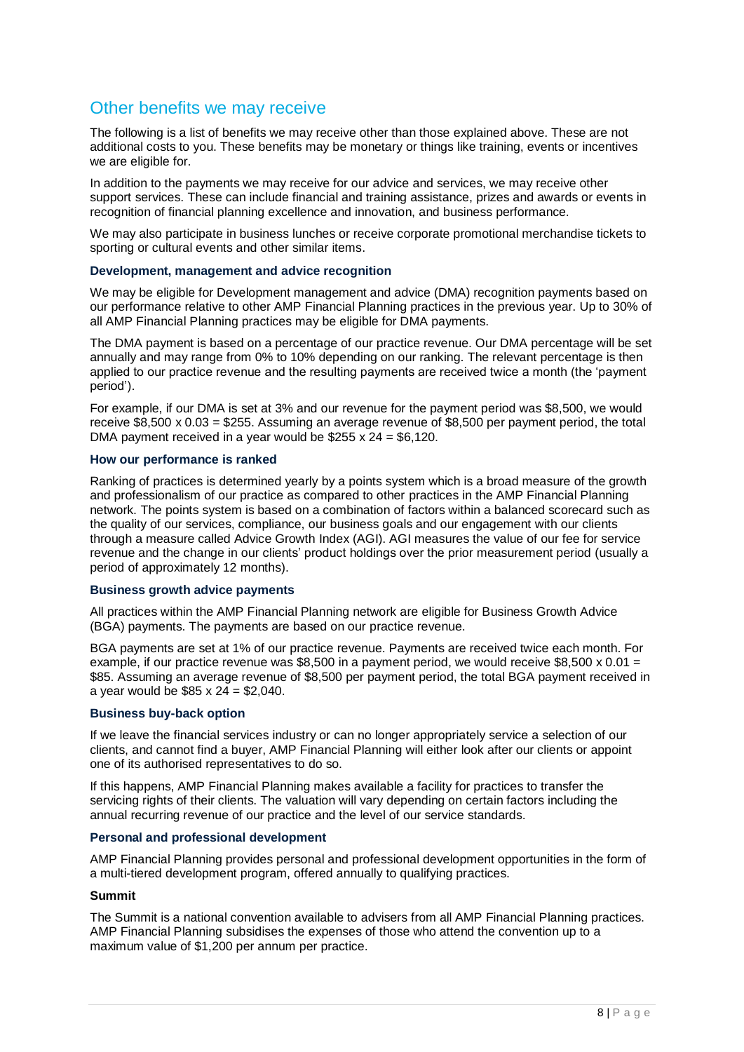## Other benefits we may receive

The following is a list of benefits we may receive other than those explained above. These are not additional costs to you. These benefits may be monetary or things like training, events or incentives we are eligible for.

In addition to the payments we may receive for our advice and services, we may receive other support services. These can include financial and training assistance, prizes and awards or events in recognition of financial planning excellence and innovation, and business performance.

We may also participate in business lunches or receive corporate promotional merchandise tickets to sporting or cultural events and other similar items.

### Development, management and advice recognition

We may be eligible for Development management and advice (DMA) recognition payments based on our performance relative to other AMP Financial Planning practices in the previous year. Up to 30% of all AMP Financial Planning practices may be eligible for DMA payments.

The DMA payment is based on a percentage of our practice revenue. Our DMA percentage will be set annually and may range from 0% to 10% depending on our ranking. The relevant percentage is then applied to our practice revenue and the resulting payments are received twice a month (the 'payment period').

For example, if our DMA is set at 3% and our revenue for the payment period was $8,500, we would receive $8,500 x 0.03 = $255. Assuming an average revenue of $8,500 per payment period, the total DMA payment received in a year would be $255 x 24 = $6,120.

### How our performance is ranked

Ranking of practices is determined yearly by a points system which is a broad measure of the growth and professionalism of our practice as compared to other practices in the AMP Financial Planning network. The points system is based on a combination of factors within a balanced scorecard such as the quality of our services, compliance, our business goals and our engagement with our clients through a measure called Advice Growth Index (AGI). AGI measures the value of our fee for service revenue and the change in our clients' product holdings over the prior measurement period (usually a period of approximately 12 months).

### Business growth advice payments

All practices within the AMP Financial Planning network are eligible for Business Growth Advice (BGA) payments. The payments are based on our practice revenue.

BGA payments are set at 1% of our practice revenue. Payments are received twice each month. For example, if our practice revenue was $8,500 in a payment period, we would receive $8,500 x 0.01 = $85. Assuming an average revenue of $8,500 per payment period, the total BGA payment received in a year would be $85 x 24 = $2,040.

### Business buy-back option

If we leave the financial services industry or can no longer appropriately service a selection of our clients, and cannot find a buyer, AMP Financial Planning will either look after our clients or appoint one of its authorised representatives to do so.

If this happens, AMP Financial Planning makes available a facility for practices to transfer the servicing rights of their clients. The valuation will vary depending on certain factors including the annual recurring revenue of our practice and the level of our service standards.

### Personal and professional development

AMP Financial Planning provides personal and professional development opportunities in the form of a multi-tiered development program, offered annually to qualifying practices.

**Summit**

The Summit is a national convention available to advisers from all AMP Financial Planning practices. AMP Financial Planning subsidises the expenses of those who attend the convention up to a maximum value of $1,200 per annum per practice.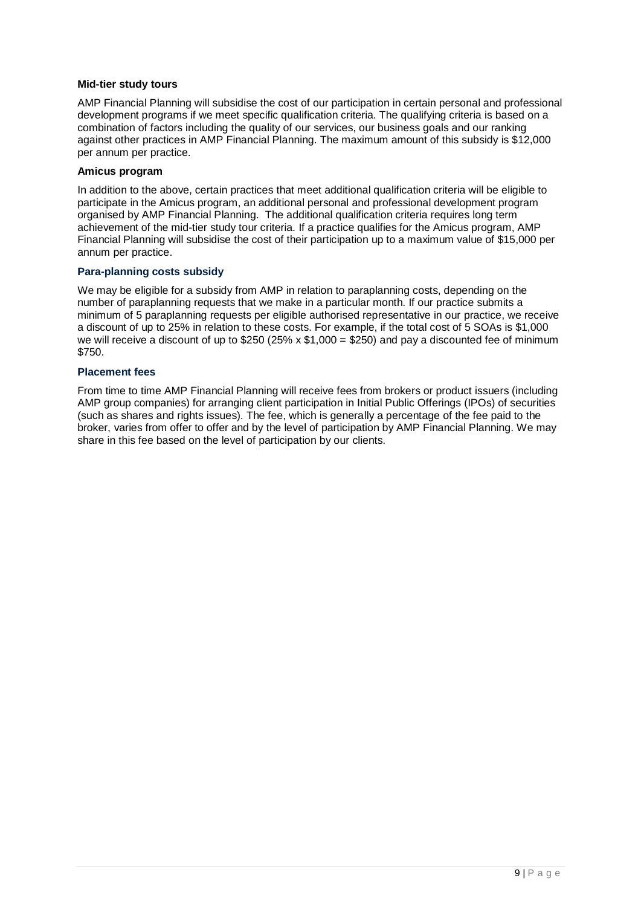### Mid-tier study tours

AMP Financial Planning will subsidise the cost of our participation in certain personal and professional development programs if we meet specific qualification criteria. The qualifying criteria is based on a combination of factors including the quality of our services, our business goals and our ranking against other practices in AMP Financial Planning. The maximum amount of this subsidy is $12,000 per annum per practice.

### Amicus program

In addition to the above, certain practices that meet additional qualification criteria will be eligible to participate in the Amicus program, an additional personal and professional development program organised by AMP Financial Planning. The additional qualification criteria requires long term achievement of the mid-tier study tour criteria. If a practice qualifies for the Amicus program, AMP Financial Planning will subsidise the cost of their participation up to a maximum value of $15,000 per annum per practice.

### Para-planning costs subsidy

We may be eligible for a subsidy from AMP in relation to paraplanning costs, depending on the number of paraplanning requests that we make in a particular month. If our practice submits a minimum of 5 paraplanning requests per eligible authorised representative in our practice, we receive a discount of up to 25% in relation to these costs. For example, if the total cost of 5 SOAs is $1,000 we will receive a discount of up to $250 (25% x $1,000 = $250) and pay a discounted fee of minimum $750.

### Placement fees

From time to time AMP Financial Planning will receive fees from brokers or product issuers (including AMP group companies) for arranging client participation in Initial Public Offerings (IPOs) of securities (such as shares and rights issues). The fee, which is generally a percentage of the fee paid to the broker, varies from offer to offer and by the level of participation by AMP Financial Planning. We may share in this fee based on the level of participation by our clients.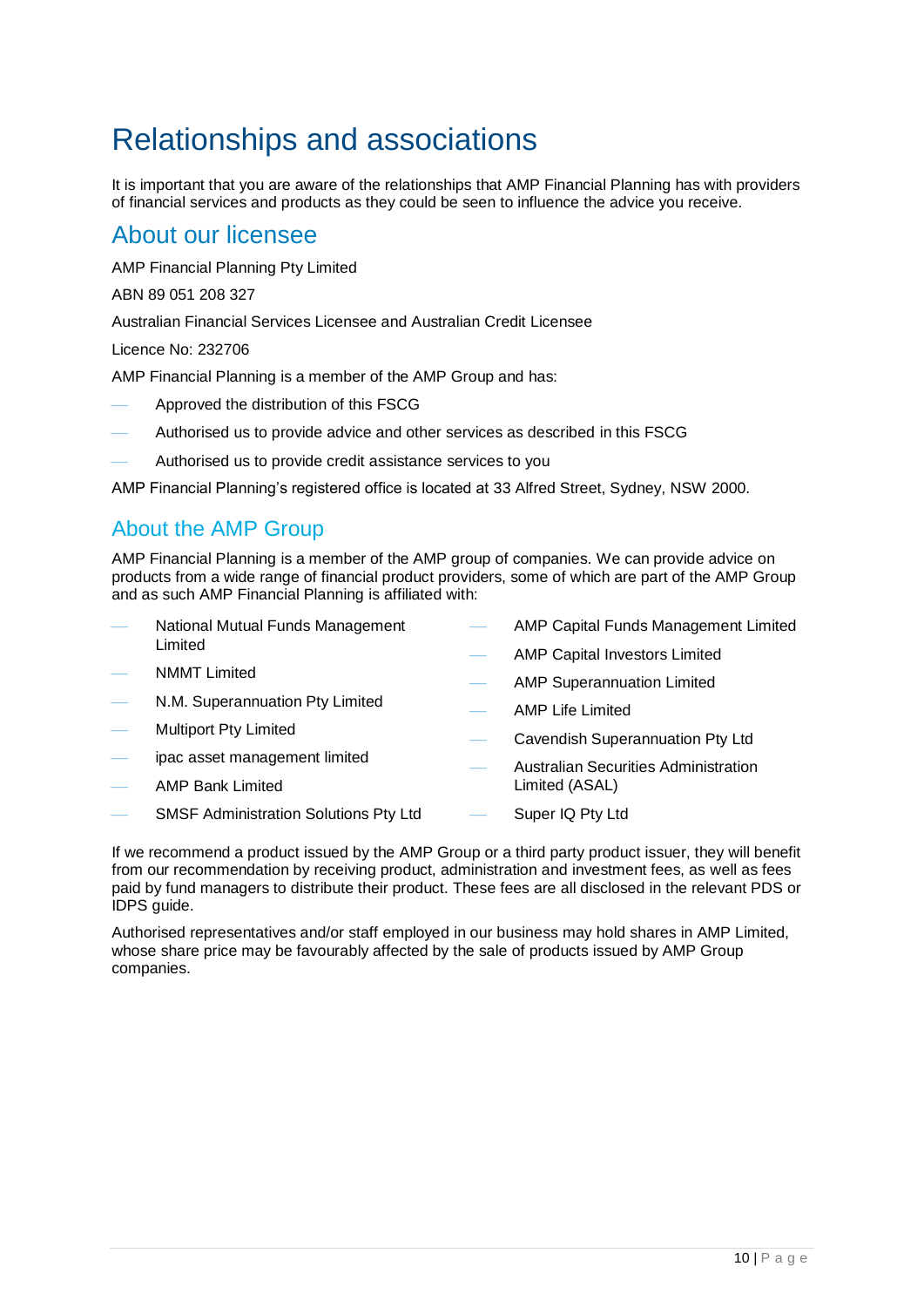# Relationships and associations

It is important that you are aware of the relationships that AMP Financial Planning has with providers of financial services and products as they could be seen to influence the advice you receive.

## About our licensee

AMP Financial Planning Pty Limited

ABN 89 051 208 327

Australian Financial Services Licensee and Australian Credit Licensee

Licence No: 232706

AMP Financial Planning is a member of the AMP Group and has:

- Approved the distribution of this FSCG
- Authorised us to provide advice and other services as described in this FSCG
- Authorised us to provide credit assistance services to you

AMP Financial Planning's registered office is located at 33 Alfred Street, Sydney, NSW 2000.

## About the AMP Group

AMP Financial Planning is a member of the AMP group of companies. We can provide advice on products from a wide range of financial product providers, some of which are part of the AMP Group and as such AMP Financial Planning is affiliated with:

- National Mutual Funds Management Limited
- NMMT Limited
- N.M. Superannuation Pty Limited
- Multiport Pty Limited
- ipac asset management limited
- AMP Bank Limited
- SMSF Administration Solutions Pty Ltd
- AMP Capital Funds Management Limited
- AMP Capital Investors Limited
- AMP Superannuation Limited
- AMP Life Limited
- Cavendish Superannuation Pty Ltd
- Australian Securities Administration Limited (ASAL)
- Super IQ Pty Ltd

If we recommend a product issued by the AMP Group or a third party product issuer, they will benefit from our recommendation by receiving product, administration and investment fees, as well as fees paid by fund managers to distribute their product. These fees are all disclosed in the relevant PDS or IDPS guide.

Authorised representatives and/or staff employed in our business may hold shares in AMP Limited, whose share price may be favourably affected by the sale of products issued by AMP Group companies.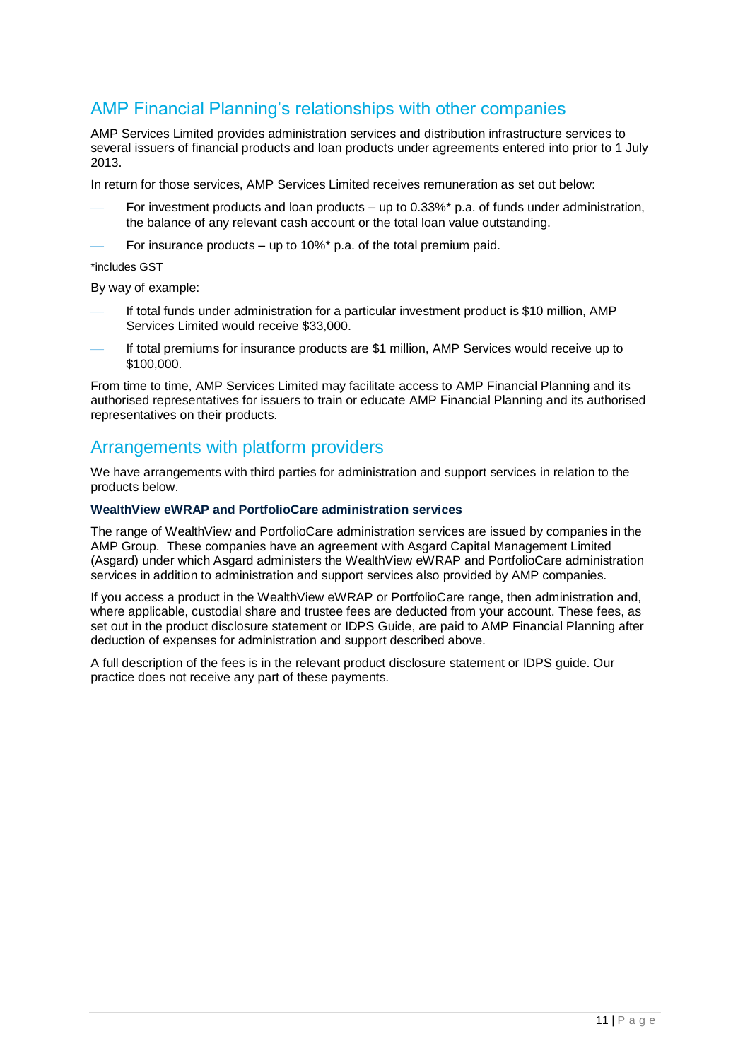## AMP Financial Planning's relationships with other companies

AMP Services Limited provides administration services and distribution infrastructure services to several issuers of financial products and loan products under agreements entered into prior to 1 July 2013.

In return for those services, AMP Services Limited receives remuneration as set out below:

- For investment products and loan products – up to 0.33%* p.a. of funds under administration, the balance of any relevant cash account or the total loan value outstanding.
- For insurance products – up to 10%* p.a. of the total premium paid.

*includes GST

By way of example:

- If total funds under administration for a particular investment product is $10 million, AMP Services Limited would receive $33,000.
- If total premiums for insurance products are $1 million, AMP Services would receive up to $100,000.

From time to time, AMP Services Limited may facilitate access to AMP Financial Planning and its authorised representatives for issuers to train or educate AMP Financial Planning and its authorised representatives on their products.

## Arrangements with platform providers

We have arrangements with third parties for administration and support services in relation to the products below.

**WealthView eWRAP and PortfolioCare administration services**

The range of WealthView and PortfolioCare administration services are issued by companies in the AMP Group. These companies have an agreement with Asgard Capital Management Limited (Asgard) under which Asgard administers the WealthView eWRAP and PortfolioCare administration services in addition to administration and support services also provided by AMP companies.

If you access a product in the WealthView eWRAP or PortfolioCare range, then administration and, where applicable, custodial share and trustee fees are deducted from your account. These fees, as set out in the product disclosure statement or IDPS Guide, are paid to AMP Financial Planning after deduction of expenses for administration and support described above.

A full description of the fees is in the relevant product disclosure statement or IDPS guide. Our practice does not receive any part of these payments.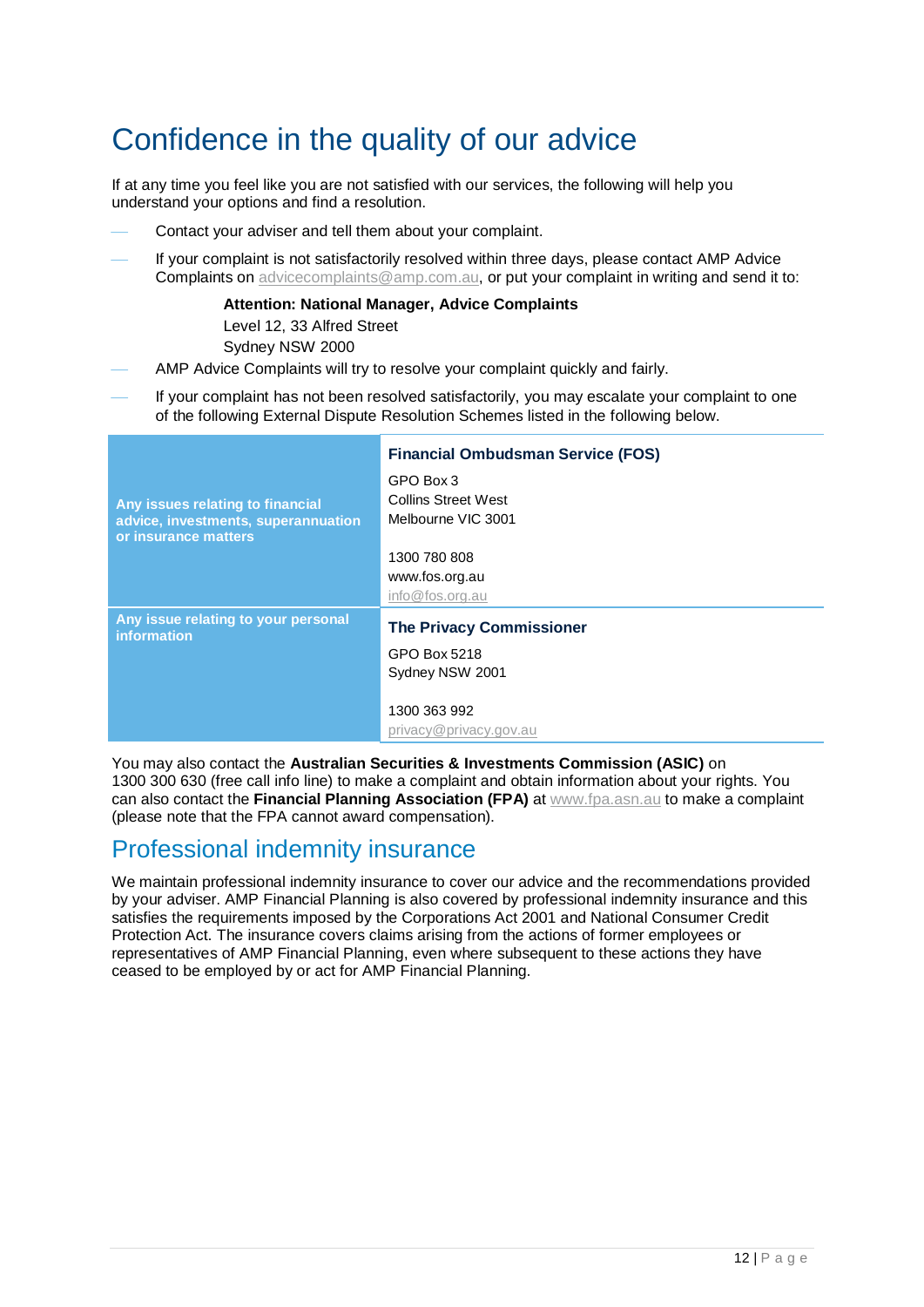# Confidence in the quality of our advice

If at any time you feel like you are not satisfied with our services, the following will help you understand your options and find a resolution.

- Contact your adviser and tell them about your complaint.
- If your complaint is not satisfactorily resolved within three days, please contact AMP Advice Complaints on advicecomplaints@amp.com.au, or put your complaint in writing and send it to:

  **Attention: National Manager, Advice Complaints**
  Level 12, 33 Alfred Street
  Sydney NSW 2000
- AMP Advice Complaints will try to resolve your complaint quickly and fairly.
- If your complaint has not been resolved satisfactorily, you may escalate your complaint to one of the following External Dispute Resolution Schemes listed in the following below.

| | |
|---|---|
| **Any issues relating to financial advice, investments, superannuation or insurance matters** | **Financial Ombudsman Service (FOS)**<br>GPO Box 3<br>Collins Street West<br>Melbourne VIC 3001<br><br>1300 780 808<br>www.fos.org.au<br>info@fos.org.au |
| **Any issue relating to your personal information** | **The Privacy Commissioner**<br>GPO Box 5218<br>Sydney NSW 2001<br><br>1300 363 992<br>privacy@privacy.gov.au |

You may also contact the **Australian Securities & Investments Commission (ASIC)** on 1300 300 630 (free call info line) to make a complaint and obtain information about your rights. You can also contact the **Financial Planning Association (FPA)** at www.fpa.asn.au to make a complaint (please note that the FPA cannot award compensation).

## Professional indemnity insurance

We maintain professional indemnity insurance to cover our advice and the recommendations provided by your adviser. AMP Financial Planning is also covered by professional indemnity insurance and this satisfies the requirements imposed by the Corporations Act 2001 and National Consumer Credit Protection Act. The insurance covers claims arising from the actions of former employees or representatives of AMP Financial Planning, even where subsequent to these actions they have ceased to be employed by or act for AMP Financial Planning.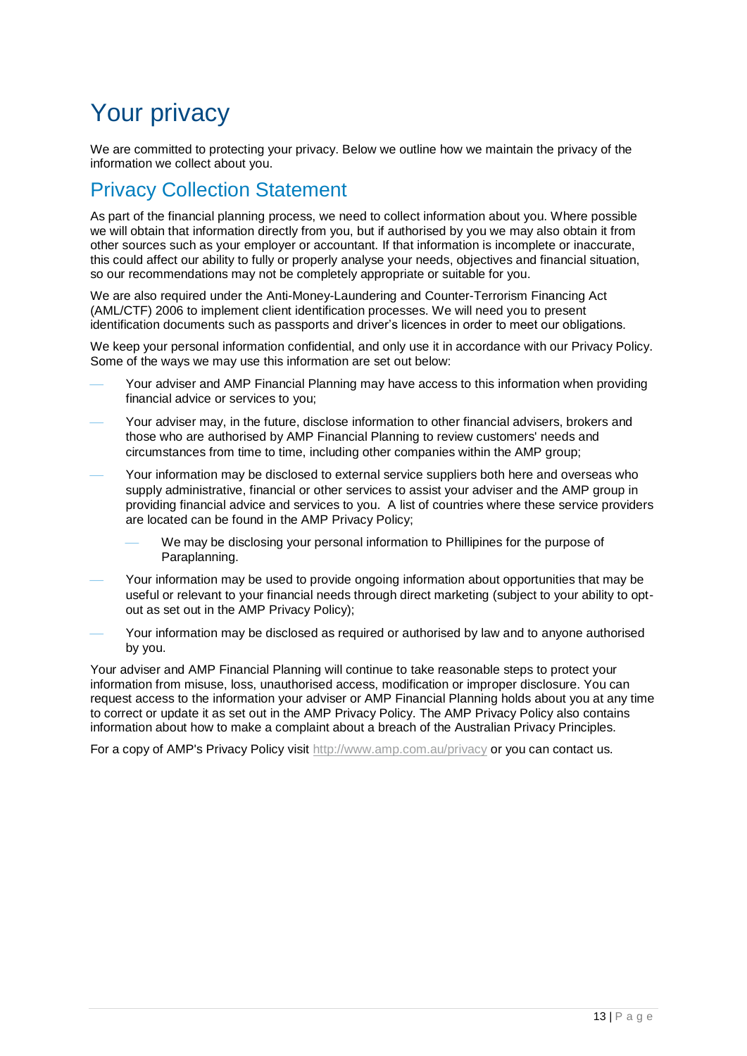# Your privacy

We are committed to protecting your privacy. Below we outline how we maintain the privacy of the information we collect about you.

## Privacy Collection Statement

As part of the financial planning process, we need to collect information about you. Where possible we will obtain that information directly from you, but if authorised by you we may also obtain it from other sources such as your employer or accountant. If that information is incomplete or inaccurate, this could affect our ability to fully or properly analyse your needs, objectives and financial situation, so our recommendations may not be completely appropriate or suitable for you.

We are also required under the Anti-Money-Laundering and Counter-Terrorism Financing Act (AML/CTF) 2006 to implement client identification processes. We will need you to present identification documents such as passports and driver's licences in order to meet our obligations.

We keep your personal information confidential, and only use it in accordance with our Privacy Policy. Some of the ways we may use this information are set out below:

- Your adviser and AMP Financial Planning may have access to this information when providing financial advice or services to you;
- Your adviser may, in the future, disclose information to other financial advisers, brokers and those who are authorised by AMP Financial Planning to review customers' needs and circumstances from time to time, including other companies within the AMP group;
- Your information may be disclosed to external service suppliers both here and overseas who supply administrative, financial or other services to assist your adviser and the AMP group in providing financial advice and services to you. A list of countries where these service providers are located can be found in the AMP Privacy Policy;
  - We may be disclosing your personal information to Phillipines for the purpose of Paraplanning.
- Your information may be used to provide ongoing information about opportunities that may be useful or relevant to your financial needs through direct marketing (subject to your ability to opt-out as set out in the AMP Privacy Policy);
- Your information may be disclosed as required or authorised by law and to anyone authorised by you.

Your adviser and AMP Financial Planning will continue to take reasonable steps to protect your information from misuse, loss, unauthorised access, modification or improper disclosure. You can request access to the information your adviser or AMP Financial Planning holds about you at any time to correct or update it as set out in the AMP Privacy Policy. The AMP Privacy Policy also contains information about how to make a complaint about a breach of the Australian Privacy Principles.

For a copy of AMP's Privacy Policy visit http://www.amp.com.au/privacy or you can contact us.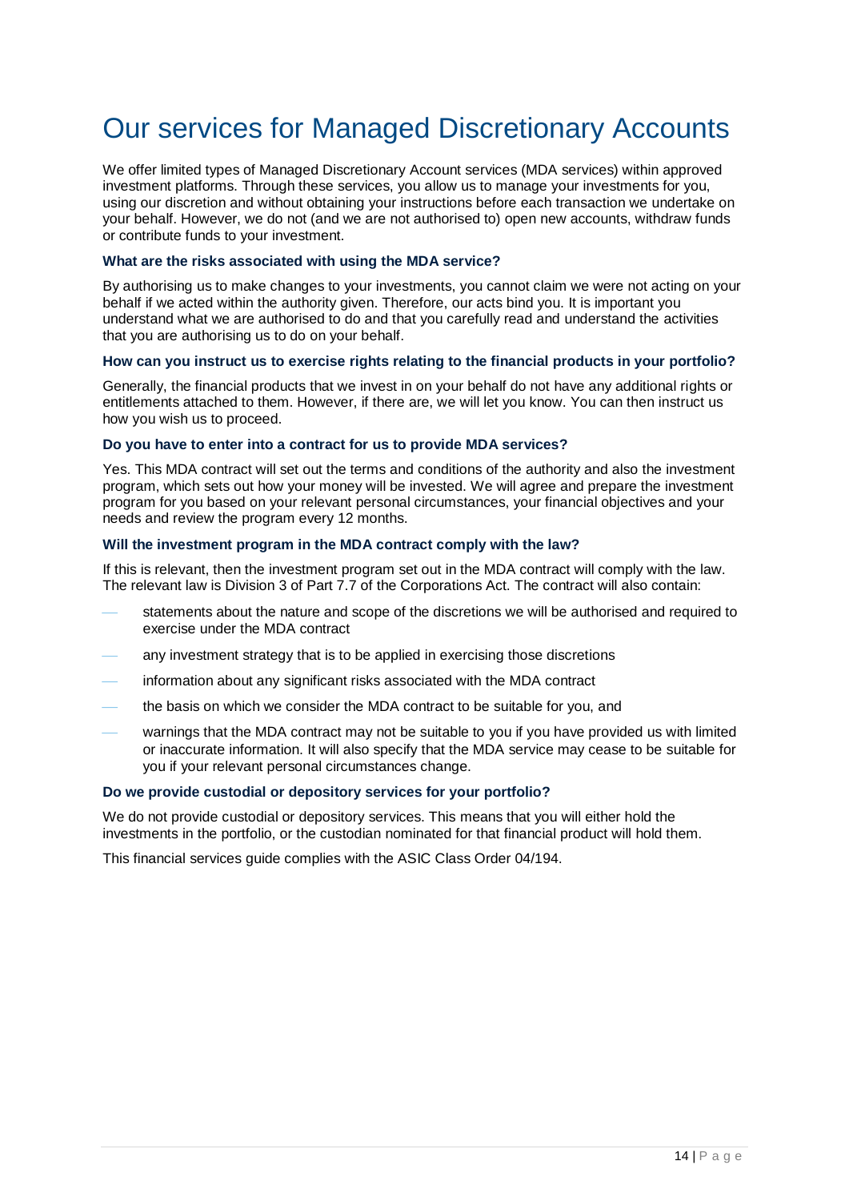# Our services for Managed Discretionary Accounts

We offer limited types of Managed Discretionary Account services (MDA services) within approved investment platforms. Through these services, you allow us to manage your investments for you, using our discretion and without obtaining your instructions before each transaction we undertake on your behalf. However, we do not (and we are not authorised to) open new accounts, withdraw funds or contribute funds to your investment.

### What are the risks associated with using the MDA service?

By authorising us to make changes to your investments, you cannot claim we were not acting on your behalf if we acted within the authority given. Therefore, our acts bind you. It is important you understand what we are authorised to do and that you carefully read and understand the activities that you are authorising us to do on your behalf.

### How can you instruct us to exercise rights relating to the financial products in your portfolio?

Generally, the financial products that we invest in on your behalf do not have any additional rights or entitlements attached to them. However, if there are, we will let you know. You can then instruct us how you wish us to proceed.

### Do you have to enter into a contract for us to provide MDA services?

Yes. This MDA contract will set out the terms and conditions of the authority and also the investment program, which sets out how your money will be invested. We will agree and prepare the investment program for you based on your relevant personal circumstances, your financial objectives and your needs and review the program every 12 months.

### Will the investment program in the MDA contract comply with the law?

If this is relevant, then the investment program set out in the MDA contract will comply with the law. The relevant law is Division 3 of Part 7.7 of the Corporations Act. The contract will also contain:

- statements about the nature and scope of the discretions we will be authorised and required to exercise under the MDA contract
- any investment strategy that is to be applied in exercising those discretions
- information about any significant risks associated with the MDA contract
- the basis on which we consider the MDA contract to be suitable for you, and
- warnings that the MDA contract may not be suitable to you if you have provided us with limited or inaccurate information. It will also specify that the MDA service may cease to be suitable for you if your relevant personal circumstances change.

### Do we provide custodial or depository services for your portfolio?

We do not provide custodial or depository services. This means that you will either hold the investments in the portfolio, or the custodian nominated for that financial product will hold them.

This financial services guide complies with the ASIC Class Order 04/194.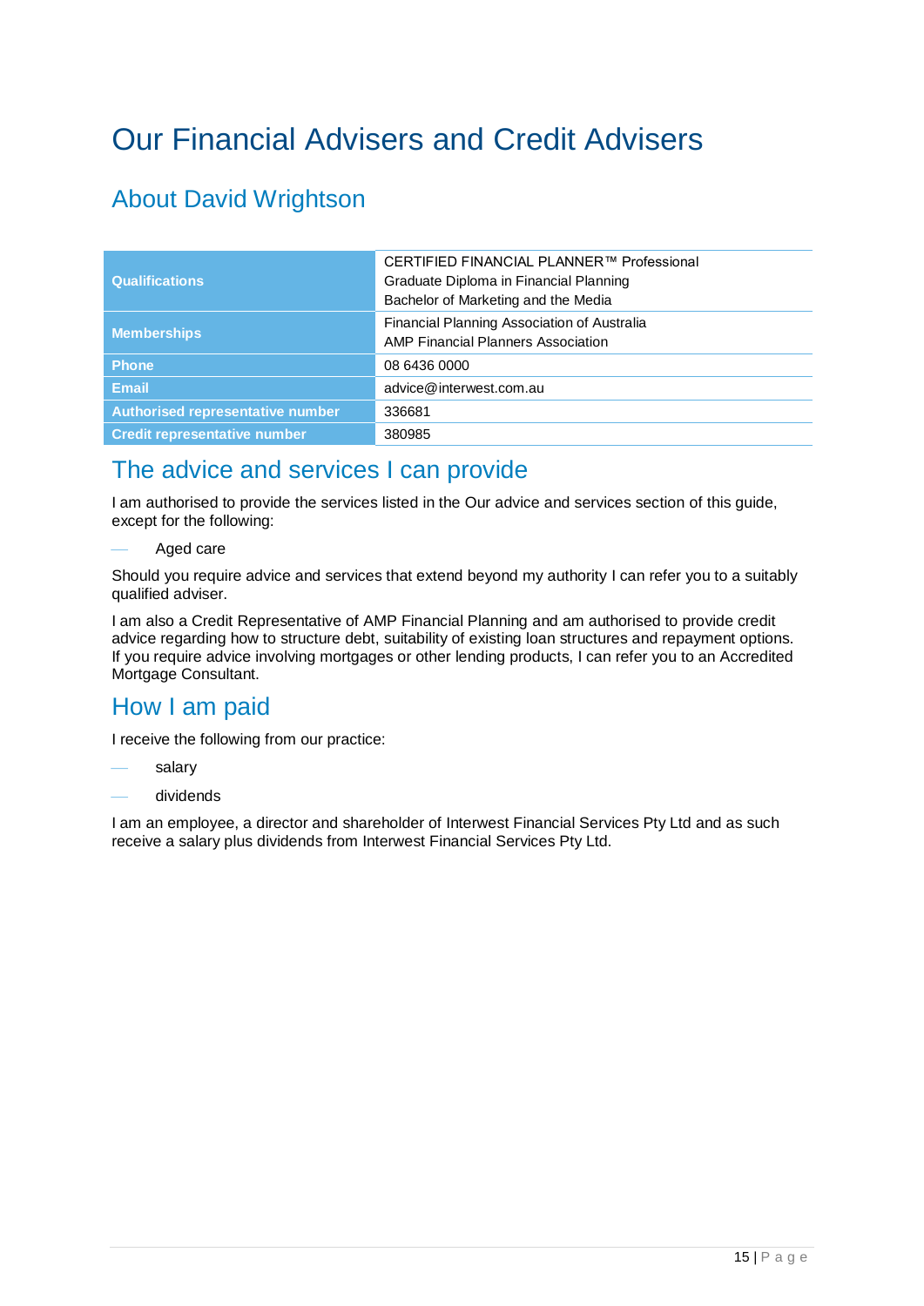# Our Financial Advisers and Credit Advisers

## About David Wrightson

| | |
|---|---|
| **Qualifications** | CERTIFIED FINANCIAL PLANNER™ Professional<br>Graduate Diploma in Financial Planning<br>Bachelor of Marketing and the Media |
| **Memberships** | Financial Planning Association of Australia<br>AMP Financial Planners Association |
| **Phone** | 08 6436 0000 |
| **Email** | advice@interwest.com.au |
| **Authorised representative number** | 336681 |
| **Credit representative number** | 380985 |

## The advice and services I can provide

I am authorised to provide the services listed in the Our advice and services section of this guide, except for the following:

- Aged care

Should you require advice and services that extend beyond my authority I can refer you to a suitably qualified adviser.

I am also a Credit Representative of AMP Financial Planning and am authorised to provide credit advice regarding how to structure debt, suitability of existing loan structures and repayment options. If you require advice involving mortgages or other lending products, I can refer you to an Accredited Mortgage Consultant.

## How I am paid

I receive the following from our practice:

- salary
- dividends

I am an employee, a director and shareholder of Interwest Financial Services Pty Ltd and as such receive a salary plus dividends from Interwest Financial Services Pty Ltd.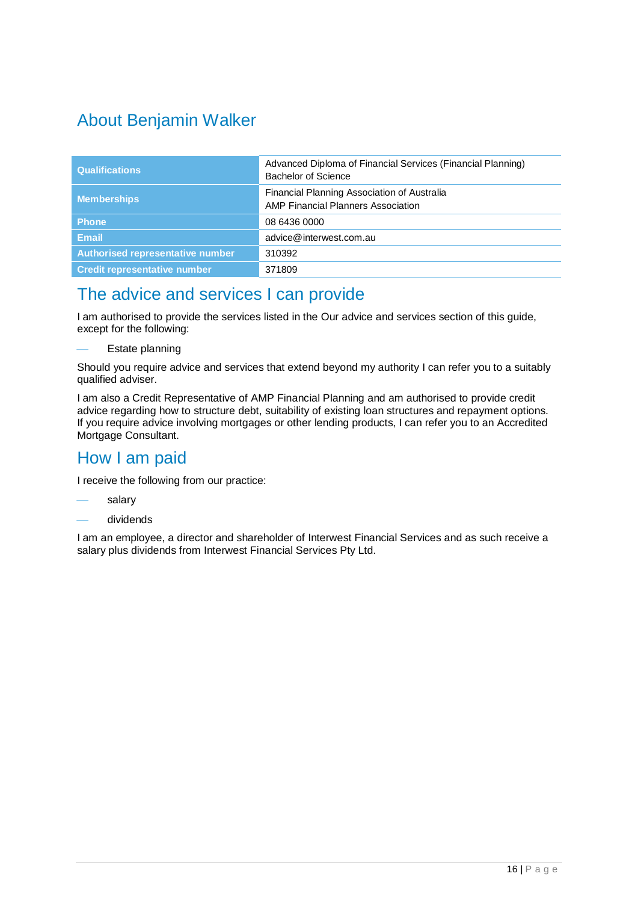## About Benjamin Walker

| Qualifications | Advanced Diploma of Financial Services (Financial Planning)<br>Bachelor of Science |
|---|---|
| **Memberships** | Financial Planning Association of Australia<br>AMP Financial Planners Association |
| **Phone** | 08 6436 0000 |
| **Email** | advice@interwest.com.au |
| **Authorised representative number** | 310392 |
| **Credit representative number** | 371809 |

## The advice and services I can provide

I am authorised to provide the services listed in the Our advice and services section of this guide, except for the following:

- Estate planning

Should you require advice and services that extend beyond my authority I can refer you to a suitably qualified adviser.

I am also a Credit Representative of AMP Financial Planning and am authorised to provide credit advice regarding how to structure debt, suitability of existing loan structures and repayment options. If you require advice involving mortgages or other lending products, I can refer you to an Accredited Mortgage Consultant.

## How I am paid

I receive the following from our practice:

- salary
- dividends

I am an employee, a director and shareholder of Interwest Financial Services and as such receive a salary plus dividends from Interwest Financial Services Pty Ltd.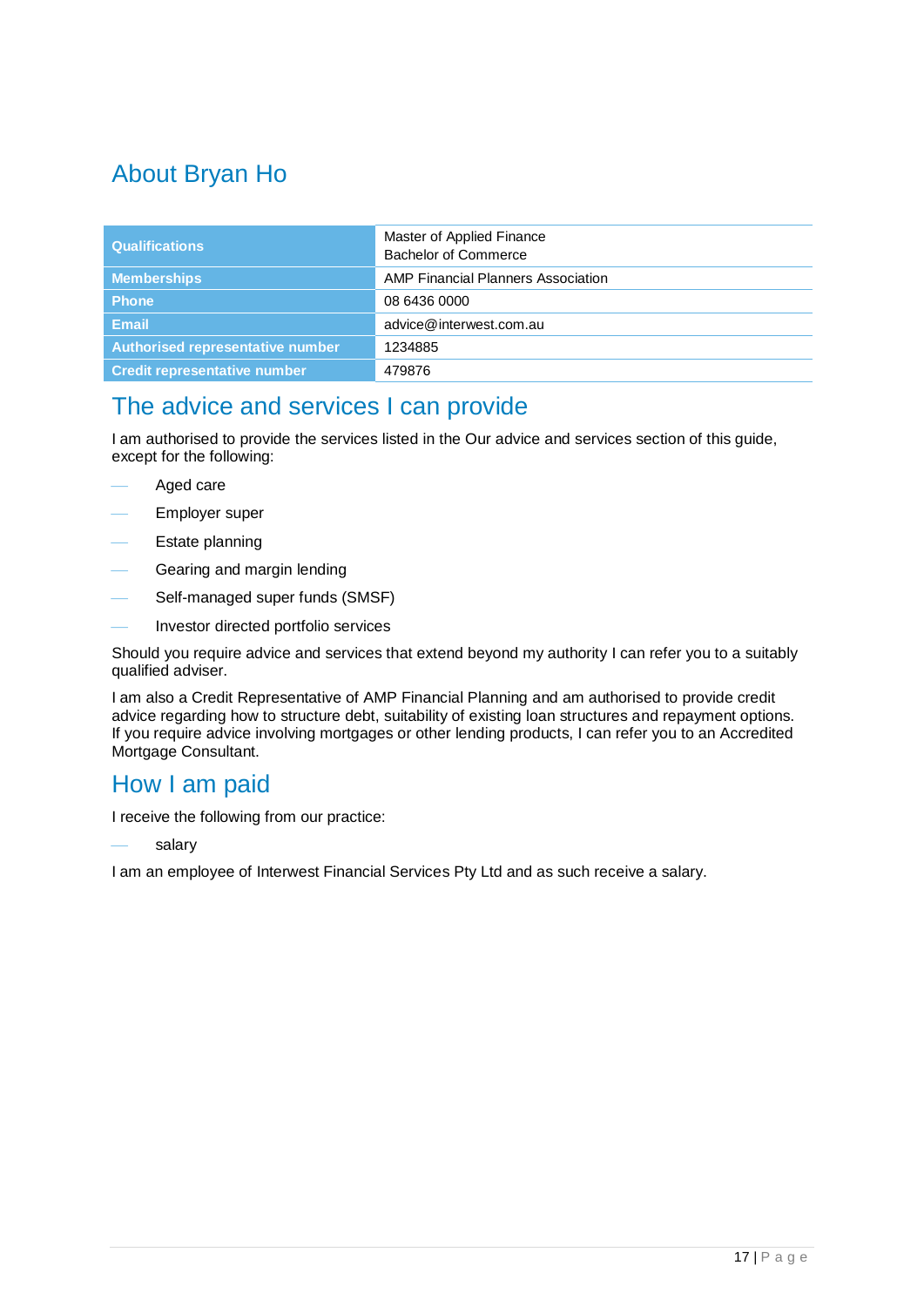## About Bryan Ho

| | |
|---|---|
| **Qualifications** | Master of Applied Finance<br>Bachelor of Commerce |
| **Memberships** | AMP Financial Planners Association |
| **Phone** | 08 6436 0000 |
| **Email** | advice@interwest.com.au |
| **Authorised representative number** | 1234885 |
| **Credit representative number** | 479876 |

## The advice and services I can provide

I am authorised to provide the services listed in the Our advice and services section of this guide, except for the following:

- Aged care
- Employer super
- Estate planning
- Gearing and margin lending
- Self-managed super funds (SMSF)
- Investor directed portfolio services

Should you require advice and services that extend beyond my authority I can refer you to a suitably qualified adviser.

I am also a Credit Representative of AMP Financial Planning and am authorised to provide credit advice regarding how to structure debt, suitability of existing loan structures and repayment options. If you require advice involving mortgages or other lending products, I can refer you to an Accredited Mortgage Consultant.

## How I am paid

I receive the following from our practice:

- salary

I am an employee of Interwest Financial Services Pty Ltd and as such receive a salary.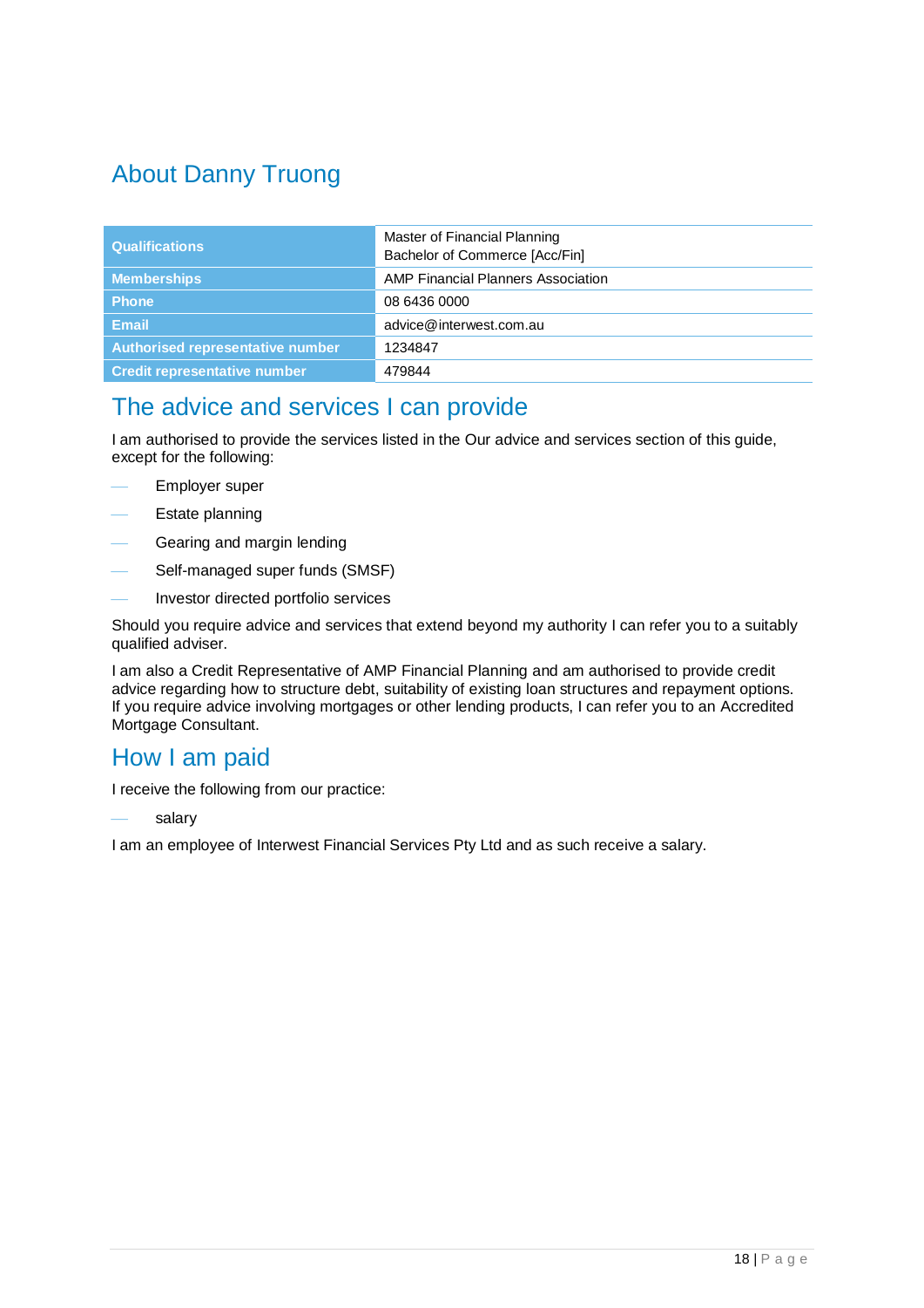# About Danny Truong

| | |
|---|---|
| **Qualifications** | Master of Financial Planning<br>Bachelor of Commerce [Acc/Fin] |
| **Memberships** | AMP Financial Planners Association |
| **Phone** | 08 6436 0000 |
| **Email** | advice@interwest.com.au |
| **Authorised representative number** | 1234847 |
| **Credit representative number** | 479844 |

## The advice and services I can provide

I am authorised to provide the services listed in the Our advice and services section of this guide, except for the following:

- Employer super
- Estate planning
- Gearing and margin lending
- Self-managed super funds (SMSF)
- Investor directed portfolio services

Should you require advice and services that extend beyond my authority I can refer you to a suitably qualified adviser.

I am also a Credit Representative of AMP Financial Planning and am authorised to provide credit advice regarding how to structure debt, suitability of existing loan structures and repayment options. If you require advice involving mortgages or other lending products, I can refer you to an Accredited Mortgage Consultant.

## How I am paid

I receive the following from our practice:

- salary

I am an employee of Interwest Financial Services Pty Ltd and as such receive a salary.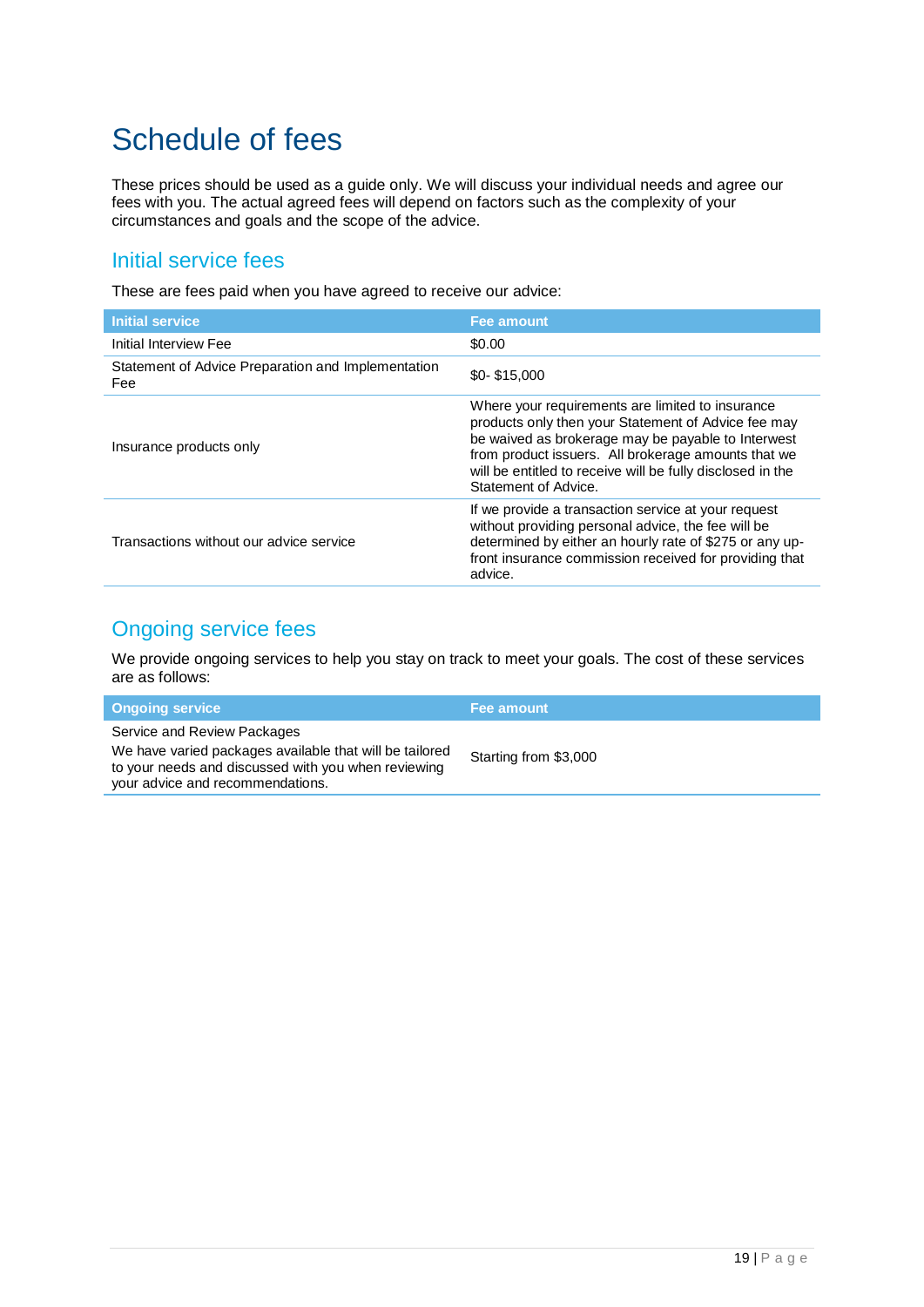# Schedule of fees

These prices should be used as a guide only. We will discuss your individual needs and agree our fees with you. The actual agreed fees will depend on factors such as the complexity of your circumstances and goals and the scope of the advice.

## Initial service fees

These are fees paid when you have agreed to receive our advice:

| Initial service | Fee amount |
| --- | --- |
| Initial Interview Fee | $0.00 |
| Statement of Advice Preparation and Implementation Fee | $0- $15,000 |
| Insurance products only | Where your requirements are limited to insurance products only then your Statement of Advice fee may be waived as brokerage may be payable to Interwest from product issuers. All brokerage amounts that we will be entitled to receive will be fully disclosed in the Statement of Advice. |
| Transactions without our advice service | If we provide a transaction service at your request without providing personal advice, the fee will be determined by either an hourly rate of $275 or any up-front insurance commission received for providing that advice. |

## Ongoing service fees

We provide ongoing services to help you stay on track to meet your goals. The cost of these services are as follows:

| Ongoing service | Fee amount |
| --- | --- |
| Service and Review Packages<br>We have varied packages available that will be tailored to your needs and discussed with you when reviewing your advice and recommendations. | Starting from $3,000 |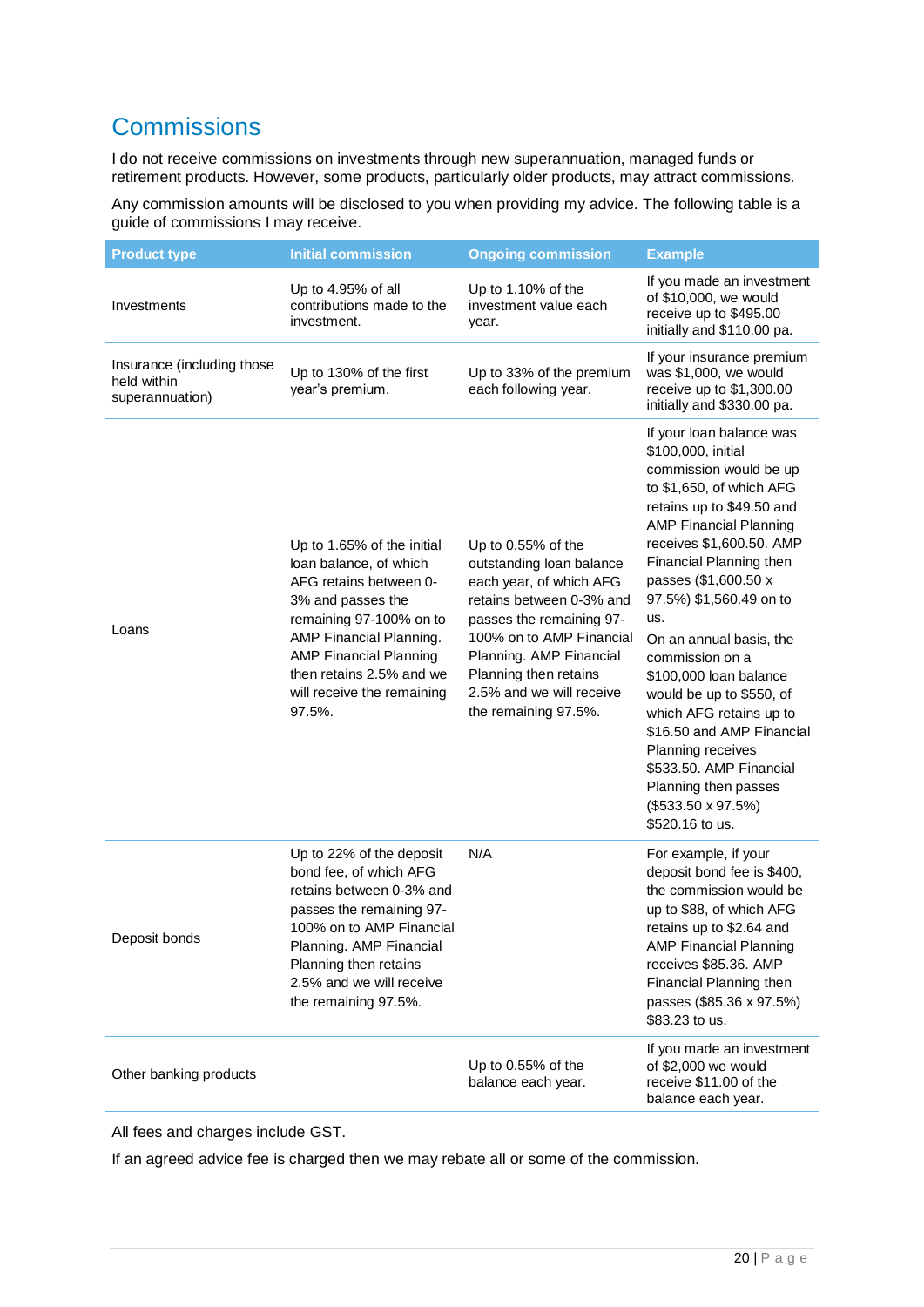## Commissions

I do not receive commissions on investments through new superannuation, managed funds or retirement products. However, some products, particularly older products, may attract commissions.

Any commission amounts will be disclosed to you when providing my advice. The following table is a guide of commissions I may receive.

| Product type | Initial commission | Ongoing commission | Example |
|---|---|---|---|
| Investments | Up to 4.95% of all contributions made to the investment. | Up to 1.10% of the investment value each year. | If you made an investment of $10,000, we would receive up to $495.00 initially and $110.00 pa. |
| Insurance (including those held within superannuation) | Up to 130% of the first year's premium. | Up to 33% of the premium each following year. | If your insurance premium was $1,000, we would receive up to $1,300.00 initially and $330.00 pa. |
| Loans | Up to 1.65% of the initial loan balance, of which AFG retains between 0-3% and passes the remaining 97-100% on to AMP Financial Planning. AMP Financial Planning then retains 2.5% and we will receive the remaining 97.5%. | Up to 0.55% of the outstanding loan balance each year, of which AFG retains between 0-3% and passes the remaining 97-100% on to AMP Financial Planning. AMP Financial Planning then retains 2.5% and we will receive the remaining 97.5%. | If your loan balance was $100,000, initial commission would be up to $1,650, of which AFG retains up to $49.50 and AMP Financial Planning receives $1,600.50. AMP Financial Planning then passes ($1,600.50 x 97.5%) $1,560.49 on to us. On an annual basis, the commission on a $100,000 loan balance would be up to $550, of which AFG retains up to $16.50 and AMP Financial Planning receives $533.50. AMP Financial Planning then passes ($533.50 x 97.5%) $520.16 to us. |
| Deposit bonds | Up to 22% of the deposit bond fee, of which AFG retains between 0-3% and passes the remaining 97-100% on to AMP Financial Planning. AMP Financial Planning then retains 2.5% and we will receive the remaining 97.5%. | N/A | For example, if your deposit bond fee is $400, the commission would be up to $88, of which AFG retains up to $2.64 and AMP Financial Planning receives $85.36. AMP Financial Planning then passes ($85.36 x 97.5%) $83.23 to us. |
| Other banking products | | Up to 0.55% of the balance each year. | If you made an investment of $2,000 we would receive $11.00 of the balance each year. |

All fees and charges include GST.

If an agreed advice fee is charged then we may rebate all or some of the commission.